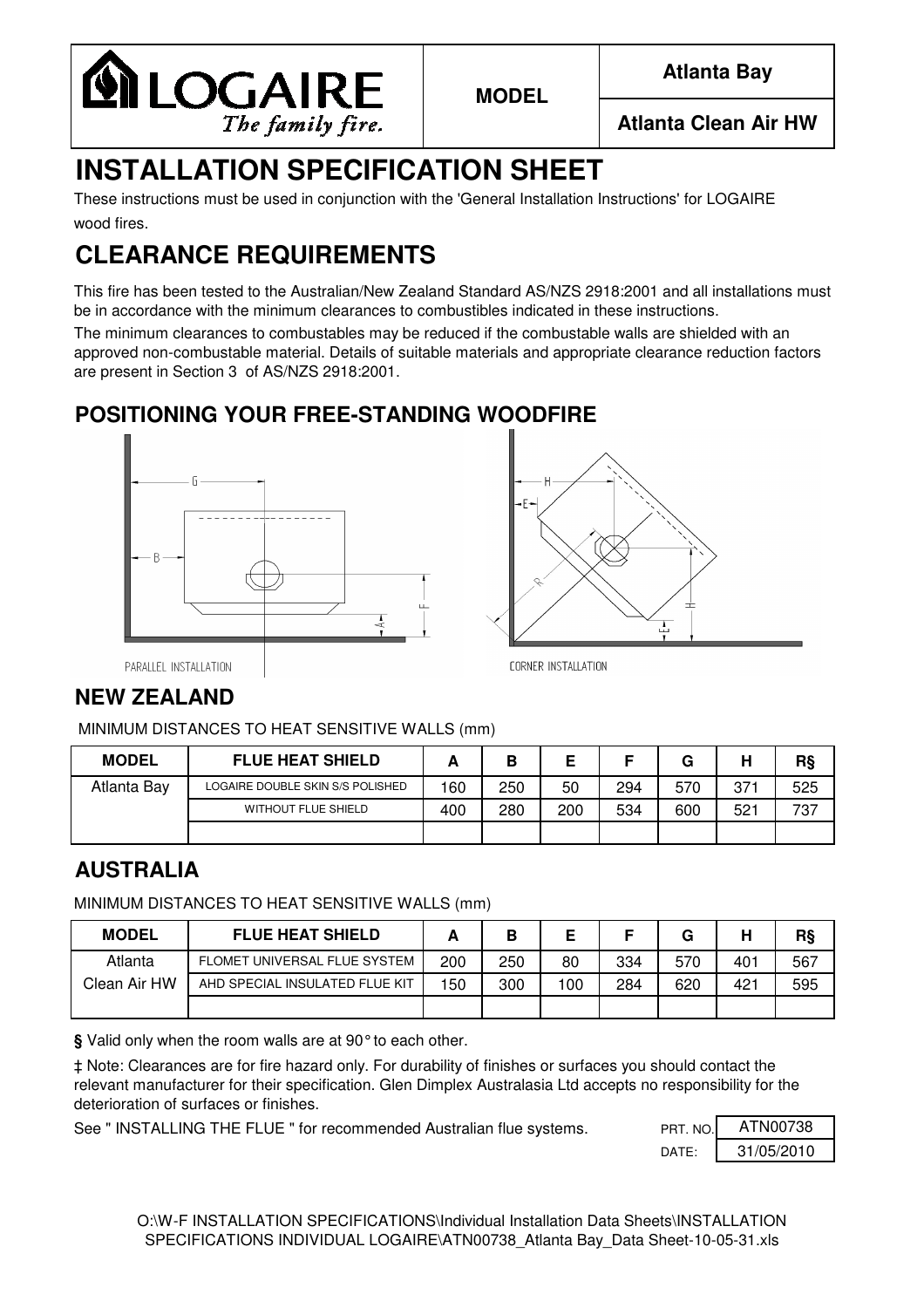LOGAIRE *The family fire.*

| MODEL | Atlanta Bay |
|---|---|
| | Atlanta Clean Air HW |

# INSTALLATION SPECIFICATION SHEET

These instructions must be used in conjunction with the 'General Installation Instructions' for LOGAIRE wood fires.

# CLEARANCE REQUIREMENTS

This fire has been tested to the Australian/New Zealand Standard AS/NZS 2918:2001 and all installations must be in accordance with the minimum clearances to combustibles indicated in these instructions.

The minimum clearances to combustables may be reduced if the combustable walls are shielded with an approved non-combustable material. Details of suitable materials and appropriate clearance reduction factors are present in Section 3 of AS/NZS 2918:2001.

## POSITIONING YOUR FREE-STANDING WOODFIRE

PARALLEL INSTALLATION

CORNER INSTALLATION

## NEW ZEALAND

MINIMUM DISTANCES TO HEAT SENSITIVE WALLS (mm)

| MODEL | FLUE HEAT SHIELD | A | B | E | F | G | H | R§ |
|---|---|---|---|---|---|---|---|---|
| Atlanta Bay | LOGAIRE DOUBLE SKIN S/S POLISHED | 160 | 250 | 50 | 294 | 570 | 371 | 525 |
| | WITHOUT FLUE SHIELD | 400 | 280 | 200 | 534 | 600 | 521 | 737 |
| | | | | | | | | |

## AUSTRALIA

MINIMUM DISTANCES TO HEAT SENSITIVE WALLS (mm)

| MODEL | FLUE HEAT SHIELD | A | B | E | F | G | H | R§ |
|---|---|---|---|---|---|---|---|---|
| Atlanta Clean Air HW | FLOMET UNIVERSAL FLUE SYSTEM | 200 | 250 | 80 | 334 | 570 | 401 | 567 |
| | AHD SPECIAL INSULATED FLUE KIT | 150 | 300 | 100 | 284 | 620 | 421 | 595 |
| | | | | | | | | |

**§** Valid only when the room walls are at 90° to each other.

‡ Note: Clearances are for fire hazard only. For durability of finishes or surfaces you should contact the relevant manufacturer for their specification. Glen Dimplex Australasia Ltd accepts no responsibility for the deterioration of surfaces or finishes.

See " INSTALLING THE FLUE " for recommended Australian flue systems.

| PRT. NO. | ATN00738 |
|---|---|
| DATE: | 31/05/2010 |

O:\W-F INSTALLATION SPECIFICATIONS\Individual Installation Data Sheets\INSTALLATION SPECIFICATIONS INDIVIDUAL LOGAIRE\ATN00738_Atlanta Bay_Data Sheet-10-05-31.xls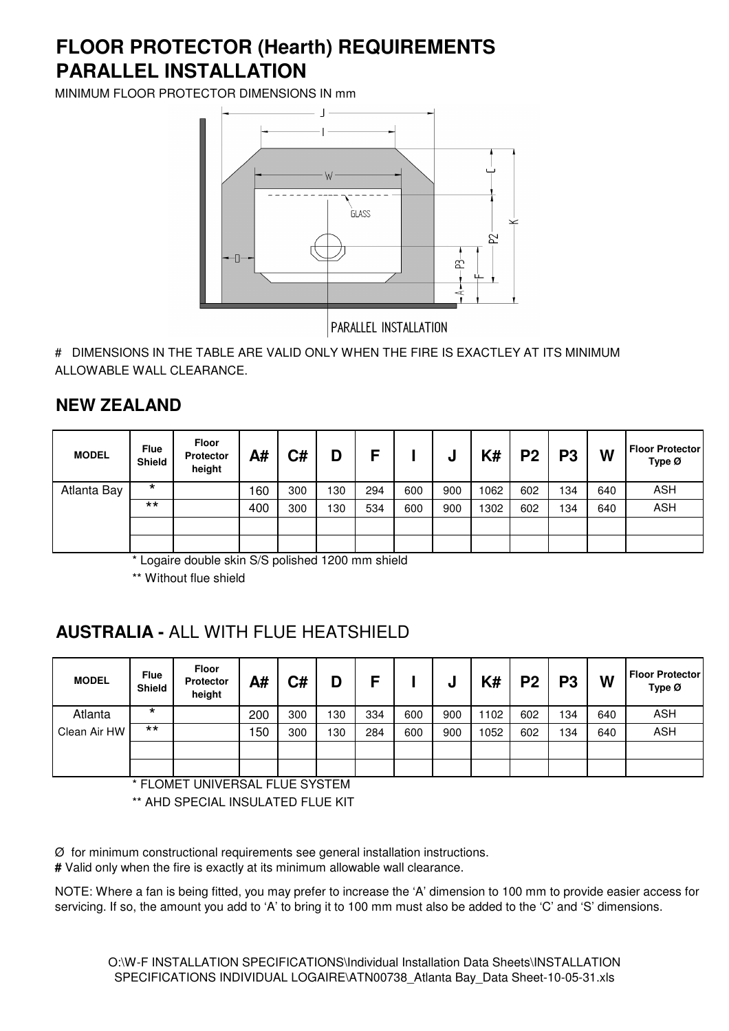# FLOOR PROTECTOR (Hearth) REQUIREMENTS
# PARALLEL INSTALLATION

MINIMUM FLOOR PROTECTOR DIMENSIONS IN mm

PARALLEL INSTALLATION

# DIMENSIONS IN THE TABLE ARE VALID ONLY WHEN THE FIRE IS EXACTLEY AT ITS MINIMUM ALLOWABLE WALL CLEARANCE.

## NEW ZEALAND

| MODEL | Flue Shield | Floor Protector height | A# | C# | D | F | I | J | K# | P2 | P3 | W | Floor Protector Type Ø |
|---|---|---|---|---|---|---|---|---|---|---|---|---|---|
| Atlanta Bay | * | | 160 | 300 | 130 | 294 | 600 | 900 | 1062 | 602 | 134 | 640 | ASH |
| | ** | | 400 | 300 | 130 | 534 | 600 | 900 | 1302 | 602 | 134 | 640 | ASH |
| | | | | | | | | | | | | | |
| | | | | | | | | | | | | | |

* Logaire double skin S/S polished 1200 mm shield

** Without flue shield

## AUSTRALIA - ALL WITH FLUE HEATSHIELD

| MODEL | Flue Shield | Floor Protector height | A# | C# | D | F | I | J | K# | P2 | P3 | W | Floor Protector Type Ø |
|---|---|---|---|---|---|---|---|---|---|---|---|---|---|
| Atlanta | * | | 200 | 300 | 130 | 334 | 600 | 900 | 1102 | 602 | 134 | 640 | ASH |
| Clean Air HW | ** | | 150 | 300 | 130 | 284 | 600 | 900 | 1052 | 602 | 134 | 640 | ASH |
| | | | | | | | | | | | | | |
| | | | | | | | | | | | | | |

* FLOMET UNIVERSAL FLUE SYSTEM

** AHD SPECIAL INSULATED FLUE KIT

Ø for minimum constructional requirements see general installation instructions.
**#** Valid only when the fire is exactly at its minimum allowable wall clearance.

NOTE: Where a fan is being fitted, you may prefer to increase the 'A' dimension to 100 mm to provide easier access for servicing. If so, the amount you add to 'A' to bring it to 100 mm must also be added to the 'C' and 'S' dimensions.

O:\W-F INSTALLATION SPECIFICATIONS\Individual Installation Data Sheets\INSTALLATION SPECIFICATIONS INDIVIDUAL LOGAIRE\ATN00738_Atlanta Bay_Data Sheet-10-05-31.xls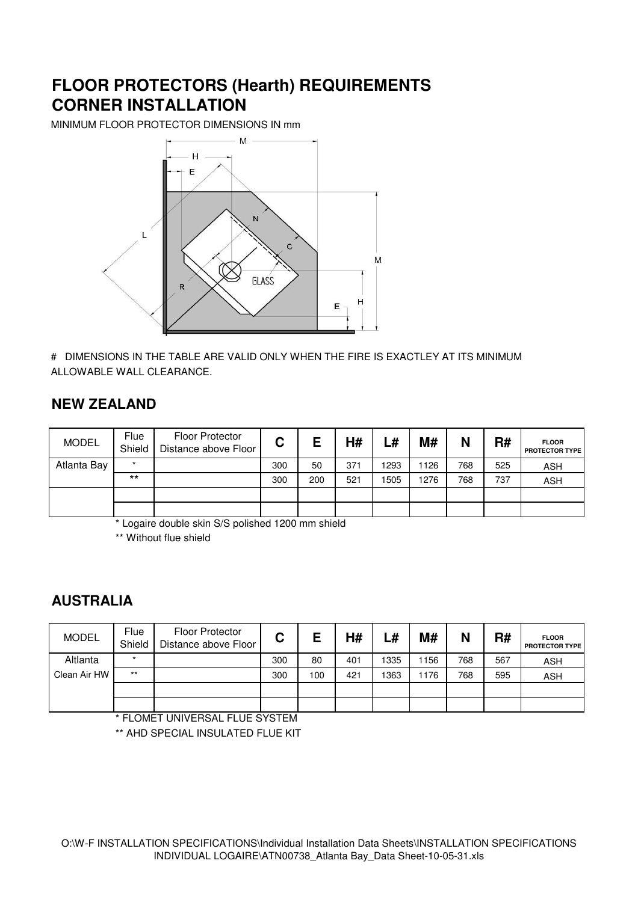# FLOOR PROTECTORS (Hearth) REQUIREMENTS
# CORNER INSTALLATION

MINIMUM FLOOR PROTECTOR DIMENSIONS IN mm

# DIMENSIONS IN THE TABLE ARE VALID ONLY WHEN THE FIRE IS EXACTLEY AT ITS MINIMUM ALLOWABLE WALL CLEARANCE.

## NEW ZEALAND

| MODEL | Flue Shield | Floor Protector Distance above Floor | C | E | H# | L# | M# | N | R# | FLOOR PROTECTOR TYPE |
|---|---|---|---|---|---|---|---|---|---|---|
| Atlanta Bay | * | | 300 | 50 | 371 | 1293 | 1126 | 768 | 525 | ASH |
| | ** | | 300 | 200 | 521 | 1505 | 1276 | 768 | 737 | ASH |
| | | | | | | | | | | |
| | | | | | | | | | | |

* Logaire double skin S/S polished 1200 mm shield

** Without flue shield

## AUSTRALIA

| MODEL | Flue Shield | Floor Protector Distance above Floor | C | E | H# | L# | M# | N | R# | FLOOR PROTECTOR TYPE |
|---|---|---|---|---|---|---|---|---|---|---|
| Altlanta | * | | 300 | 80 | 401 | 1335 | 1156 | 768 | 567 | ASH |
| Clean Air HW | ** | | 300 | 100 | 421 | 1363 | 1176 | 768 | 595 | ASH |
| | | | | | | | | | | |
| | | | | | | | | | | |

* FLOMET UNIVERSAL FLUE SYSTEM

** AHD SPECIAL INSULATED FLUE KIT

O:\W-F INSTALLATION SPECIFICATIONS\Individual Installation Data Sheets\INSTALLATION SPECIFICATIONS INDIVIDUAL LOGAIRE\ATN00738_Atlanta Bay_Data Sheet-10-05-31.xls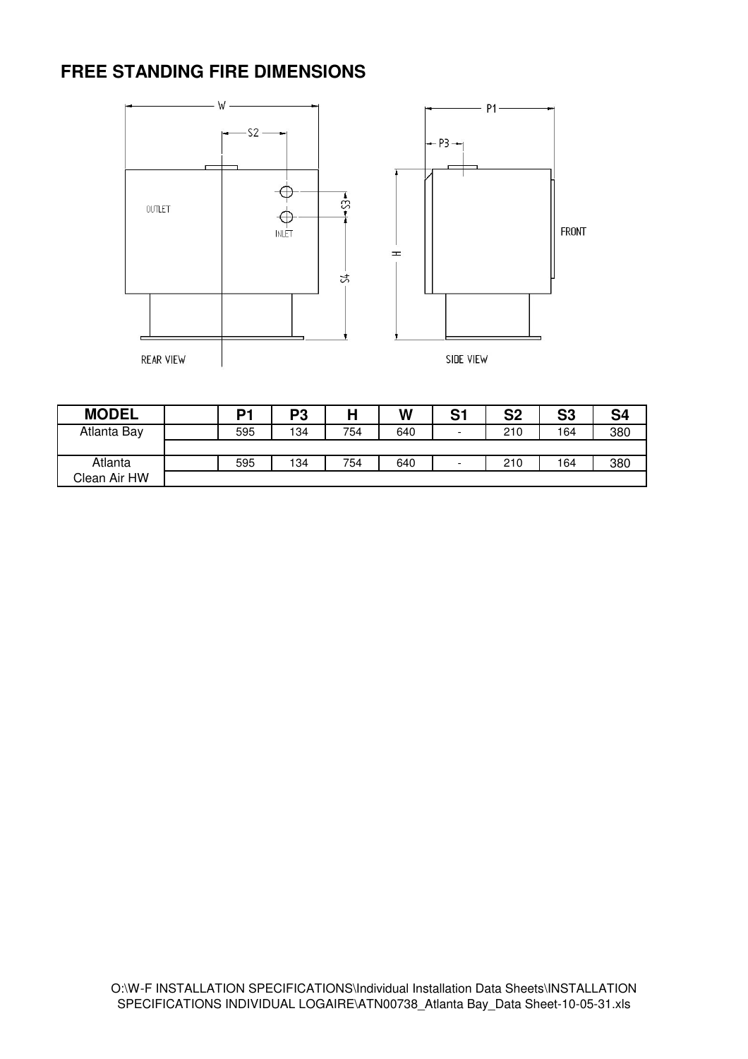## FREE STANDING FIRE DIMENSIONS

| MODEL | | P1 | P3 | H | W | S1 | S2 | S3 | S4 |
|---|---|---|---|---|---|---|---|---|---|
| Atlanta Bay | | 595 | 134 | 754 | 640 | - | 210 | 164 | 380 |
| | | | | | | | | | |
| Atlanta Clean Air HW | | 595 | 134 | 754 | 640 | - | 210 | 164 | 380 |

O:\W-F INSTALLATION SPECIFICATIONS\Individual Installation Data Sheets\INSTALLATION SPECIFICATIONS INDIVIDUAL LOGAIRE\ATN00738_Atlanta Bay_Data Sheet-10-05-31.xls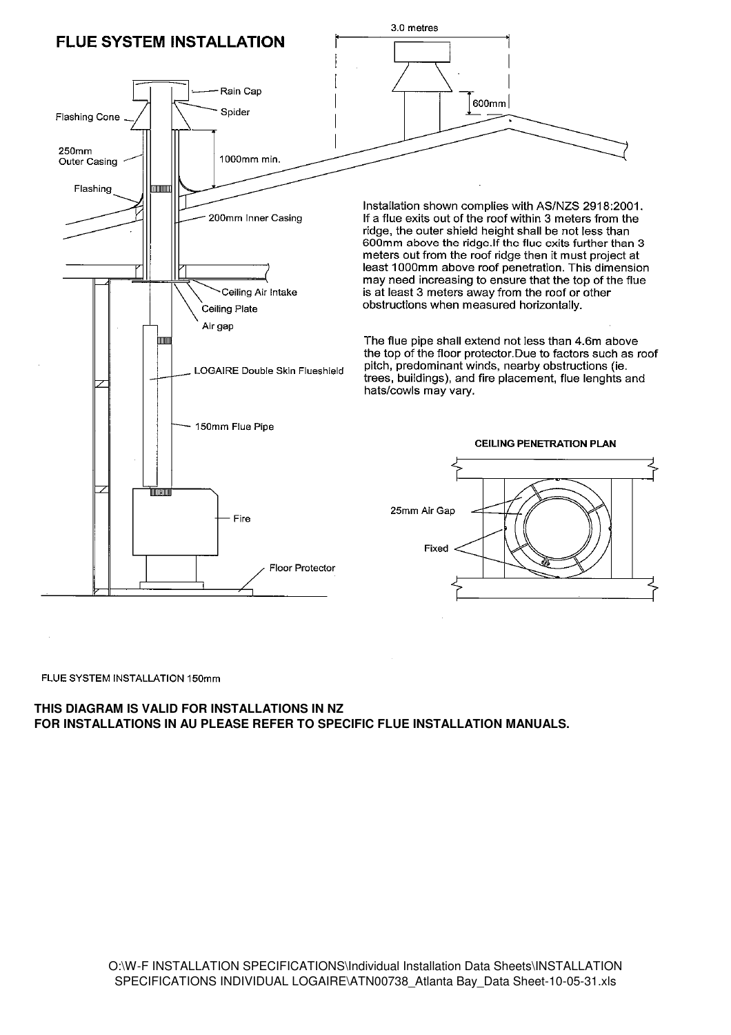# FLUE SYSTEM INSTALLATION

Rain Cap
Spider
Flashing Cone
250mm Outer Casing
1000mm min.
Flashing
200mm Inner Casing
Ceiling Air Intake
Ceiling Plate
Air gap
LOGAIRE Double Skin Flueshield
150mm Flue Pipe
Fire
Floor Protector

3.0 metres
600mm

Installation shown complies with AS/NZS 2918:2001. If a flue exits out of the roof within 3 meters from the ridge, the outer shield height shall be not less than 600mm above the ridge.If the flue exits further than 3 meters out from the roof ridge then it must project at least 1000mm above roof penetration. This dimension may need increasing to ensure that the top of the flue is at least 3 meters away from the roof or other obstructions when measured horizontally.

The flue pipe shall extend not less than 4.6m above the top of the floor protector.Due to factors such as roof pitch, predominant winds, nearby obstructions (ie. trees, buildings), and fire placement, flue lenghts and hats/cowls may vary.

CEILING PENETRATION PLAN

25mm Air Gap
Fixed

FLUE SYSTEM INSTALLATION 150mm

**THIS DIAGRAM IS VALID FOR INSTALLATIONS IN NZ**
**FOR INSTALLATIONS IN AU PLEASE REFER TO SPECIFIC FLUE INSTALLATION MANUALS.**

O:\W-F INSTALLATION SPECIFICATIONS\Individual Installation Data Sheets\INSTALLATION SPECIFICATIONS INDIVIDUAL LOGAIRE\ATN00738_Atlanta Bay_Data Sheet-10-05-31.xls